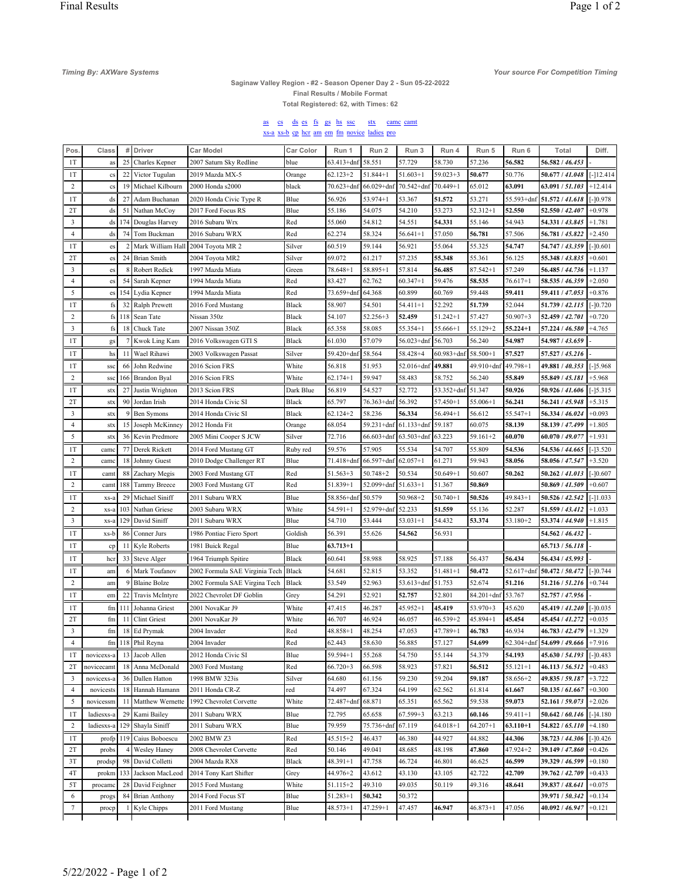*Timing By: AXWare Systems* *Your source For Competition Timing*

**Saginaw Valley Region - #2 - Season Opener Day 2 - Sun 05-22-2022**

**Final Results / Mobile Format**

**Total Registered: 62, with Times: 62**

as cs ds es fs gs hs ssc stx camc camt
xs-a xs-b cp hcr am em fm novice ladies pro

| Pos. | Class | # | Driver | Car Model | Car Color | Run 1 | Run 2 | Run 3 | Run 4 | Run 5 | Run 6 | Total | Diff. |
|---|---|---|---|---|---|---|---|---|---|---|---|---|---|
| 1T | as | 25 | Charles Kepner | 2007 Saturn Sky Redline | blue | 63.413+dnf | 58.551 | 57.729 | 58.730 | 57.236 | **56.582** | **56.582** / ***46.453*** | - |
| 1T | cs | 22 | Victor Tugulan | 2019 Mazda MX-5 | Orange | 62.123+2 | 51.844+1 | 51.603+1 | 59.023+3 | **50.677** | 50.776 | **50.677** / ***41.048*** | [-]12.414 |
| 2 | cs | 19 | Michael Kilbourn | 2000 Honda s2000 | black | 70.623+dnf | 66.029+dnf | 70.542+dnf | 70.449+1 | 65.012 | **63.091** | **63.091** / ***51.103*** | +12.414 |
| 1T | ds | 27 | Adam Buchanan | 2020 Honda Civic Type R | Blue | 56.926 | 53.974+1 | 53.367 | **51.572** | 53.271 | 55.593+dnf | **51.572** / ***41.618*** | [-]0.978 |
| 2T | ds | 51 | Nathan McCoy | 2017 Ford Focus RS | Blue | 55.186 | 54.075 | 54.210 | 53.273 | 52.312+1 | **52.550** | **52.550** / ***42.407*** | +0.978 |
| 3 | ds | 174 | Douglas Harvey | 2016 Subaru Wrx | Red | 55.060 | 54.812 | 54.551 | **54.331** | 55.146 | 54.943 | **54.331** / ***43.845*** | +1.781 |
| 4 | ds | 74 | Tom Buckman | 2016 Subaru WRX | Red | 62.274 | 58.324 | 56.641+1 | 57.050 | **56.781** | 57.506 | **56.781** / ***45.822*** | +2.450 |
| 1T | es | 2 | Mark William Hall | 2004 Toyota MR 2 | Silver | 60.519 | 59.144 | 56.921 | 55.064 | 55.325 | **54.747** | **54.747** / ***43.359*** | [-]0.601 |
| 2T | es | 24 | Brian Smith | 2004 Toyota MR2 | Silver | 69.072 | 61.217 | 57.235 | **55.348** | 55.361 | 56.125 | **55.348** / ***43.835*** | +0.601 |
| 3 | es | 8 | Robert Redick | 1997 Mazda Miata | Green | 78.648+1 | 58.895+1 | 57.814 | **56.485** | 87.542+1 | 57.249 | **56.485** / ***44.736*** | +1.137 |
| 4 | es | 54 | Sarah Kepner | 1994 Mazda Miata | Red | 83.427 | 62.762 | 60.347+1 | 59.476 | **58.535** | 76.617+1 | **58.535** / ***46.359*** | +2.050 |
| 5 | es | 154 | Lydia Kepner | 1994 Mazda Miata | Red | 73.659+dnf | 64.368 | 60.899 | 60.769 | 59.448 | **59.411** | **59.411** / ***47.053*** | +0.876 |
| 1T | fs | 32 | Ralph Prewett | 2016 Ford Mustang | Black | 58.907 | 54.501 | 54.411+1 | 52.292 | **51.739** | 52.044 | **51.739** / ***42.115*** | [-]0.720 |
| 2 | fs | 118 | Sean Tate | Nissan 350z | Black | 54.107 | 52.256+3 | **52.459** | 51.242+1 | 57.427 | 50.907+3 | **52.459** / ***42.701*** | +0.720 |
| 3 | fs | 18 | Chuck Tate | 2007 Nissan 350Z | Black | 65.358 | 58.085 | 55.354+1 | 55.666+1 | 55.129+2 | **55.224+1** | **57.224** / ***46.580*** | +4.765 |
| 1T | gs | 7 | Kwok Ling Kam | 2016 Volkswagen GTI S | Black | 61.030 | 57.079 | 56.023+dnf | 56.703 | 56.240 | **54.987** | **54.987** / ***43.659*** | - |
| 1T | hs | 11 | Wael Rihawi | 2003 Volkswagen Passat | Silver | 59.420+dnf | 58.564 | 58.428+4 | 60.983+dnf | 58.500+1 | **57.527** | **57.527** / ***45.216*** | - |
| 1T | ssc | 66 | John Redwine | 2016 Scion FRS | White | 56.818 | 51.953 | 52.016+dnf | **49.881** | 49.910+dnf | 49.798+1 | **49.881** / ***40.353*** | [-]5.968 |
| 2 | ssc | 166 | Brandon Byal | 2016 Scion FRS | White | 62.174+1 | 59.947 | 58.483 | 58.752 | 56.240 | **55.849** | **55.849** / ***45.181*** | +5.968 |
| 1T | stx | 27 | Justin Wrighton | 2013 Scion FRS | Dark Blue | 56.819 | 54.527 | 52.772 | 53.352+dnf | 51.347 | **50.926** | **50.926** / ***41.606*** | [-]5.315 |
| 2T | stx | 90 | Jordan Irish | 2014 Honda Civic SI | Black | 65.797 | 76.363+dnf | 56.392 | 57.450+1 | 55.006+1 | **56.241** | **56.241** / ***45.948*** | +5.315 |
| 3 | stx | 9 | Ben Symons | 2014 Honda Civic SI | Black | 62.124+2 | 58.236 | **56.334** | 56.494+1 | 56.612 | 55.547+1 | **56.334** / ***46.024*** | +0.093 |
| 4 | stx | 15 | Joseph McKinney | 2012 Honda Fit | Orange | 68.054 | 59.231+dnf | 61.133+dnf | 59.187 | 60.075 | **58.139** | **58.139** / ***47.499*** | +1.805 |
| 5 | stx | 36 | Kevin Predmore | 2005 Mini Cooper S JCW | Silver | 72.716 | 66.603+dnf | 63.503+dnf | 63.223 | 59.161+2 | **60.070** | **60.070** / ***49.077*** | +1.931 |
| 1T | camc | 77 | Derek Rickett | 2014 Ford Mustang GT | Ruby red | 59.576 | 57.905 | 55.534 | 54.707 | 55.809 | **54.536** | **54.536** / ***44.665*** | [-]3.520 |
| 2 | camc | 18 | Johnny Guest | 2010 Dodge Challenger RT | Blue | 71.418+dnf | 66.597+dnf | 62.057+1 | 61.271 | 59.943 | **58.056** | **58.056** / ***47.547*** | +3.520 |
| 1T | camt | 88 | Zachary Megis | 2003 Ford Mustang GT | Red | 51.563+3 | 50.748+2 | 50.534 | 50.649+1 | 50.607 | **50.262** | **50.262** / ***41.013*** | [-]0.607 |
| 2 | camt | 188 | Tammy Breece | 2003 Ford Mustang GT | Red | 51.839+1 | 52.099+dnf | 51.633+1 | 51.367 | **50.869** | | **50.869** / ***41.509*** | +0.607 |
| 1T | xs-a | 29 | Michael Siniff | 2011 Subaru WRX | Blue | 58.856+dnf | 50.579 | 50.968+2 | 50.740+1 | **50.526** | 49.843+1 | **50.526** / ***42.542*** | [-]1.033 |
| 2 | xs-a | 103 | Nathan Griese | 2003 Subaru WRX | White | 54.591+1 | 52.979+dnf | 52.233 | **51.559** | 55.136 | 52.287 | **51.559** / ***43.412*** | +1.033 |
| 3 | xs-a | 129 | David Siniff | 2011 Subaru WRX | Blue | 54.710 | 53.444 | 53.031+1 | 54.432 | **53.374** | 53.180+2 | **53.374** / ***44.940*** | +1.815 |
| 1T | xs-b | 86 | Conner Jurs | 1986 Pontiac Fiero Sport | Goldish | 56.391 | 55.626 | **54.562** | 56.931 | | | **54.562** / ***46.432*** | - |
| 1T | cp | 11 | Kyle Roberts | 1981 Buick Regal | Blue | **63.713+1** | | | | | | **65.713** / ***56.118*** | - |
| 1T | hcr | 33 | Steve Alger | 1964 Triumph Spitire | Black | 60.641 | 58.988 | 58.925 | 57.188 | 56.437 | **56.434** | **56.434** / ***45.993*** | - |
| 1T | am | 6 | Mark Toufanov | 2002 Formula SAE Virginia Tech | Black | 54.681 | 52.815 | 53.352 | 51.481+1 | **50.472** | 52.617+dnf | **50.472** / ***50.472*** | [-]0.744 |
| 2 | am | 9 | Blaine Bolze | 2002 Formula SAE Virgina Tech | Black | 53.549 | 52.963 | 53.613+dnf | 51.753 | 52.674 | **51.216** | **51.216** / ***51.216*** | +0.744 |
| 1T | em | 22 | Travis McIntyre | 2022 Chevrolet DF Goblin | Grey | 54.291 | 52.921 | **52.757** | 52.801 | 84.201+dnf | 53.767 | **52.757** / ***47.956*** | - |
| 1T | fm | 111 | Johanna Griest | 2001 NovaKar J9 | White | 47.415 | 46.287 | 45.952+1 | **45.419** | 53.970+3 | 45.620 | **45.419** / ***41.240*** | [-]0.035 |
| 2T | fm | 11 | Clint Griest | 2001 NovaKar J9 | White | 46.707 | 46.924 | 46.057 | 46.539+2 | 45.894+1 | **45.454** | **45.454** / ***41.272*** | +0.035 |
| 3 | fm | 18 | Ed Prymak | 2004 Invader | Red | 48.858+1 | 48.254 | 47.053 | 47.789+1 | **46.783** | 46.934 | **46.783** / ***42.479*** | +1.329 |
| 4 | fm | 118 | Phil Reyna | 2004 Invader | Red | 62.443 | 58.630 | 56.885 | 57.127 | **54.699** | 62.304+dnf | **54.699** / ***49.666*** | +7.916 |
| 1T | novicexs-a | 13 | Jacob Allen | 2012 Honda Civic SI | Blue | 59.594+1 | 55.268 | 54.750 | 55.144 | 54.379 | **54.193** | **45.630** / ***54.193*** | [-]0.483 |
| 2T | novicecamt | 18 | Anna McDonald | 2003 Ford Mustang | Red | 66.720+3 | 66.598 | 58.923 | 57.821 | **56.512** | 55.121+1 | **46.113** / ***56.512*** | +0.483 |
| 3 | novicexs-a | 36 | Dallen Hatton | 1998 BMW 323is | Silver | 64.680 | 61.156 | 59.230 | 59.204 | **59.187** | 58.656+2 | **49.835** / ***59.187*** | +3.722 |
| 4 | novicests | 18 | Hannah Hamann | 2011 Honda CR-Z | red | 74.497 | 67.324 | 64.199 | 62.562 | 61.814 | **61.667** | **50.135** / ***61.667*** | +0.300 |
| 5 | novicessm | 11 | Matthew Wernette | 1992 Chevrolet Corvette | White | 72.487+dnf | 68.871 | 65.351 | 65.562 | 59.538 | **59.073** | **52.161** / ***59.073*** | +2.026 |
| 1T | ladiesxs-a | 29 | Kami Bailey | 2011 Subaru WRX | Blue | 72.795 | 65.658 | 67.599+3 | 63.213 | **60.146** | 59.411+1 | **50.642** / ***60.146*** | [-]4.180 |
| 2 | ladiesxs-a | 129 | Shayla Siniff | 2011 Subaru WRX | Blue | 79.959 | 75.736+dnf | 67.119 | 64.018+1 | 64.207+1 | **63.110+1** | **54.822** / ***65.110*** | +4.180 |
| 1T | profp | 119 | Caius Boboescu | 2002 BMW Z3 | Red | 45.515+2 | 46.437 | 46.380 | 44.927 | 44.882 | **44.306** | **38.723** / ***44.306*** | [-]0.426 |
| 2T | probs | 4 | Wesley Haney | 2008 Chevrolet Corvette | Red | 50.146 | 49.041 | 48.685 | 48.198 | **47.860** | 47.924+2 | **39.149** / ***47.860*** | +0.426 |
| 3T | prodsp | 98 | David Colletti | 2004 Mazda RX8 | Black | 48.391+1 | 47.758 | 46.724 | 46.801 | 46.625 | **46.599** | **39.329** / ***46.599*** | +0.180 |
| 4T | prokm | 133 | Jackson MacLeod | 2014 Tony Kart Shifter | Grey | 44.976+2 | 43.612 | 43.130 | 43.105 | 42.722 | **42.709** | **39.762** / ***42.709*** | +0.433 |
| 5T | procamc | 28 | David Feighner | 2015 Ford Mustang | White | 51.115+2 | 49.310 | 49.035 | 50.119 | 49.316 | **48.641** | **39.837** / ***48.641*** | +0.075 |
| 6 | progs | 84 | Brian Anthony | 2014 Ford Focus ST | Blue | 51.283+1 | **50.342** | 50.372 | | | | **39.971** / ***50.342*** | +0.134 |
| 7 | procp | 1 | Kyle Chipps | 2011 Ford Mustang | Blue | 48.573+1 | 47.259+1 | 47.457 | **46.947** | 46.873+1 | 47.056 | **40.092** / ***46.947*** | +0.121 |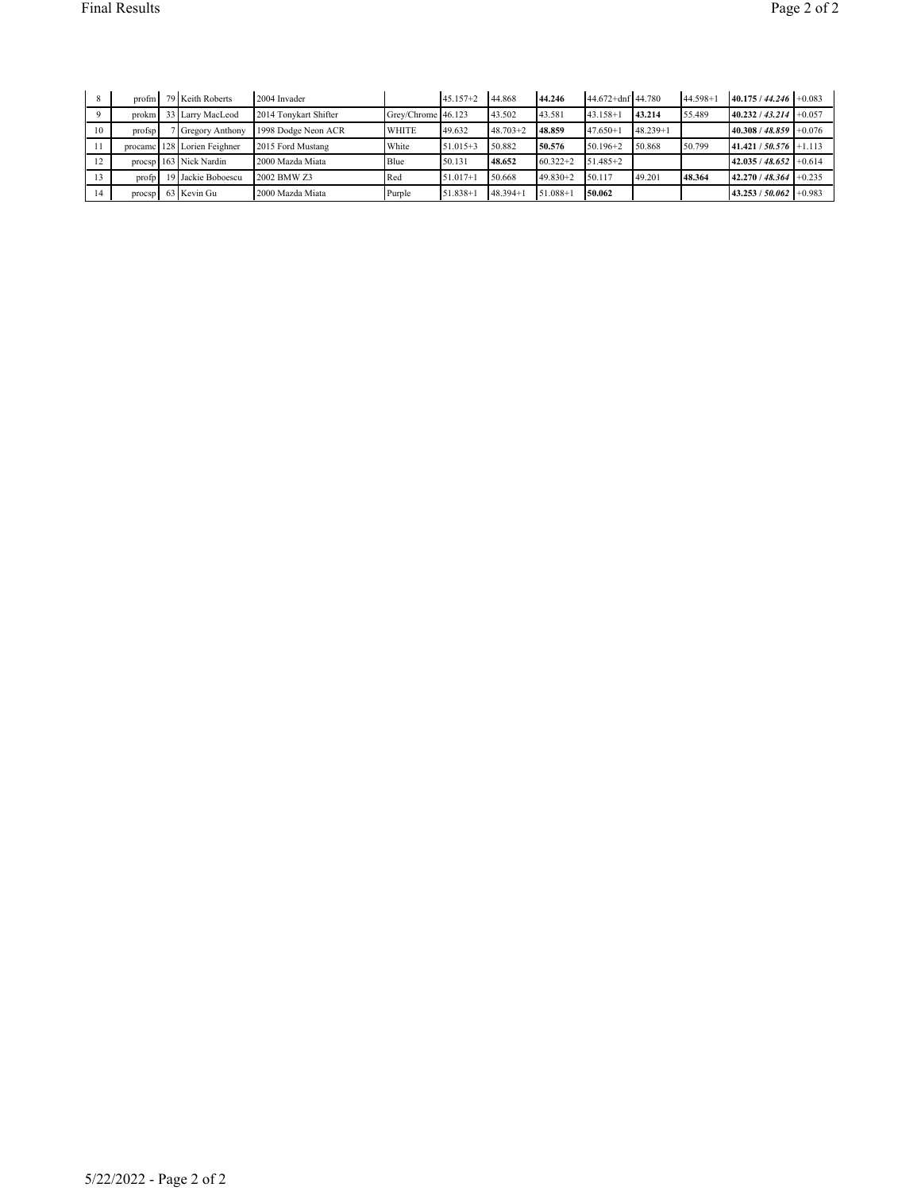| | | | | | | | | | | | | | |
|---|---|---|---|---|---|---|---|---|---|---|---|---|---|
| 8 | profm | 79 | Keith Roberts | 2004 Invader | | 45.157+2 | 44.868 | **44.246** | 44.672+dnf | 44.780 | 44.598+1 | **40.175** / ***44.246*** | +0.083 |
| 9 | prokm | 33 | Larry MacLeod | 2014 Tonykart Shifter | Grey/Chrome | 46.123 | 43.502 | 43.581 | 43.158+1 | **43.214** | 55.489 | **40.232** / ***43.214*** | +0.057 |
| 10 | profsp | 7 | Gregory Anthony | 1998 Dodge Neon ACR | WHITE | 49.632 | 48.703+2 | **48.859** | 47.650+1 | 48.239+1 | | **40.308** / ***48.859*** | +0.076 |
| 11 | procamc | 128 | Lorien Feighner | 2015 Ford Mustang | White | 51.015+3 | 50.882 | **50.576** | 50.196+2 | 50.868 | 50.799 | **41.421** / ***50.576*** | +1.113 |
| 12 | procsp | 163 | Nick Nardin | 2000 Mazda Miata | Blue | 50.131 | **48.652** | 60.322+2 | 51.485+2 | | | **42.035** / ***48.652*** | +0.614 |
| 13 | profp | 19 | Jackie Boboescu | 2002 BMW Z3 | Red | 51.017+1 | 50.668 | 49.830+2 | 50.117 | 49.201 | **48.364** | **42.270** / ***48.364*** | +0.235 |
| 14 | procsp | 63 | Kevin Gu | 2000 Mazda Miata | Purple | 51.838+1 | 48.394+1 | 51.088+1 | **50.062** | | | **43.253** / ***50.062*** | +0.983 |